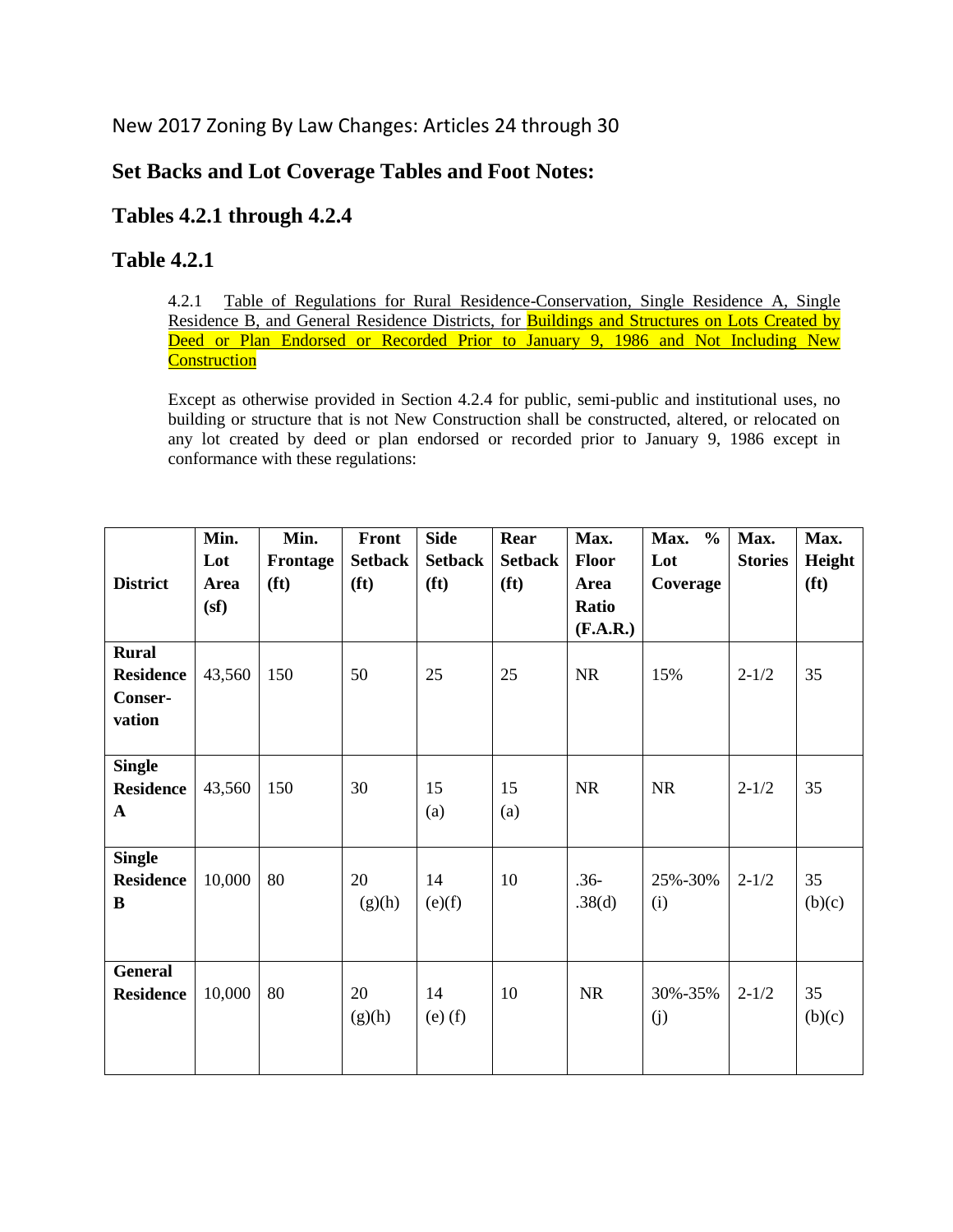New 2017 Zoning By Law Changes: Articles 24 through 30

## Set Backs and Lot Coverage Tables and Foot Notes:

## Tables 4.2.1 through 4.2.4

## Table 4.2.1

4.2.1 Table of Regulations for Rural Residence-Conservation, Single Residence A, Single Residence B, and General Residence Districts, for Buildings and Structures on Lots Created by Deed or Plan Endorsed or Recorded Prior to January 9, 1986 and Not Including New Construction

Except as otherwise provided in Section 4.2.4 for public, semi-public and institutional uses, no building or structure that is not New Construction shall be constructed, altered, or relocated on any lot created by deed or plan endorsed or recorded prior to January 9, 1986 except in conformance with these regulations:

| District | Min. Lot Area (sf) | Min. Frontage (ft) | Front Setback (ft) | Side Setback (ft) | Rear Setback (ft) | Max. Floor Area Ratio (F.A.R.) | Max. % Lot Coverage | Max. Stories | Max. Height (ft) |
|---|---|---|---|---|---|---|---|---|---|
| Rural Residence Conser-vation | 43,560 | 150 | 50 | 25 | 25 | NR | 15% | 2-1/2 | 35 |
| Single Residence A | 43,560 | 150 | 30 | 15 (a) | 15 (a) | NR | NR | 2-1/2 | 35 |
| Single Residence B | 10,000 | 80 | 20 (g)(h) | 14 (e)(f) | 10 | .36-.38(d) | 25%-30% (i) | 2-1/2 | 35 (b)(c) |
| General Residence | 10,000 | 80 | 20 (g)(h) | 14 (e) (f) | 10 | NR | 30%-35% (j) | 2-1/2 | 35 (b)(c) |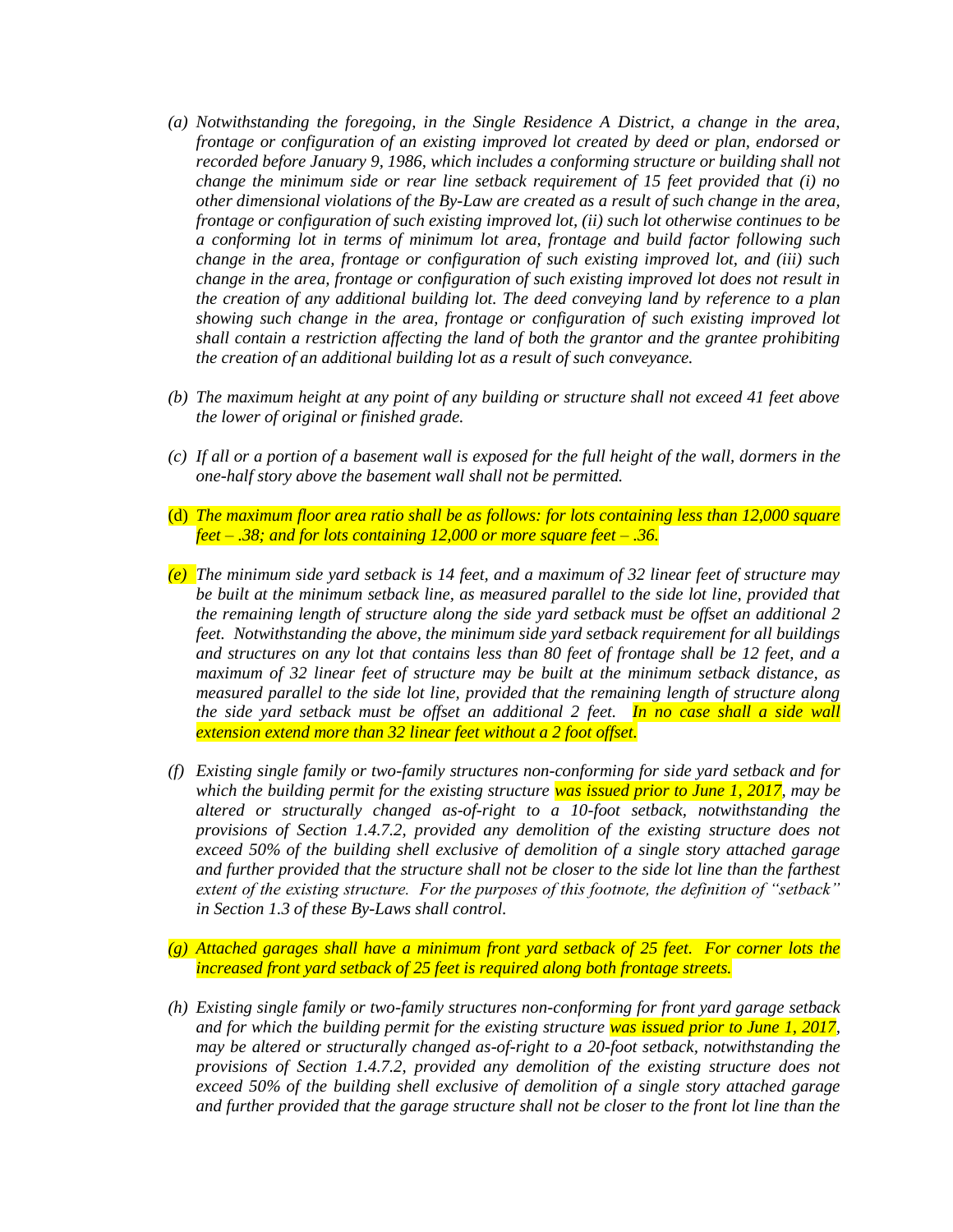- *(a) Notwithstanding the foregoing, in the Single Residence A District, a change in the area, frontage or configuration of an existing improved lot created by deed or plan, endorsed or recorded before January 9, 1986, which includes a conforming structure or building shall not change the minimum side or rear line setback requirement of 15 feet provided that (i) no other dimensional violations of the By-Law are created as a result of such change in the area, frontage or configuration of such existing improved lot, (ii) such lot otherwise continues to be a conforming lot in terms of minimum lot area, frontage and build factor following such change in the area, frontage or configuration of such existing improved lot, and (iii) such change in the area, frontage or configuration of such existing improved lot does not result in the creation of any additional building lot. The deed conveying land by reference to a plan showing such change in the area, frontage or configuration of such existing improved lot shall contain a restriction affecting the land of both the grantor and the grantee prohibiting the creation of an additional building lot as a result of such conveyance.*

- *(b) The maximum height at any point of any building or structure shall not exceed 41 feet above the lower of original or finished grade.*

- *(c) If all or a portion of a basement wall is exposed for the full height of the wall, dormers in the one-half story above the basement wall shall not be permitted.*

- (d) *The maximum floor area ratio shall be as follows: for lots containing less than 12,000 square feet – .38; and for lots containing 12,000 or more square feet – .36.*

- *(e) The minimum side yard setback is 14 feet, and a maximum of 32 linear feet of structure may be built at the minimum setback line, as measured parallel to the side lot line, provided that the remaining length of structure along the side yard setback must be offset an additional 2 feet. Notwithstanding the above, the minimum side yard setback requirement for all buildings and structures on any lot that contains less than 80 feet of frontage shall be 12 feet, and a maximum of 32 linear feet of structure may be built at the minimum setback distance, as measured parallel to the side lot line, provided that the remaining length of structure along the side yard setback must be offset an additional 2 feet. In no case shall a side wall extension extend more than 32 linear feet without a 2 foot offset.*

- *(f) Existing single family or two-family structures non-conforming for side yard setback and for which the building permit for the existing structure was issued prior to June 1, 2017, may be altered or structurally changed as-of-right to a 10-foot setback, notwithstanding the provisions of Section 1.4.7.2, provided any demolition of the existing structure does not exceed 50% of the building shell exclusive of demolition of a single story attached garage and further provided that the structure shall not be closer to the side lot line than the farthest extent of the existing structure. For the purposes of this footnote, the definition of "setback" in Section 1.3 of these By-Laws shall control.*

- *(g) Attached garages shall have a minimum front yard setback of 25 feet. For corner lots the increased front yard setback of 25 feet is required along both frontage streets.*

- *(h) Existing single family or two-family structures non-conforming for front yard garage setback and for which the building permit for the existing structure was issued prior to June 1, 2017, may be altered or structurally changed as-of-right to a 20-foot setback, notwithstanding the provisions of Section 1.4.7.2, provided any demolition of the existing structure does not exceed 50% of the building shell exclusive of demolition of a single story attached garage and further provided that the garage structure shall not be closer to the front lot line than the*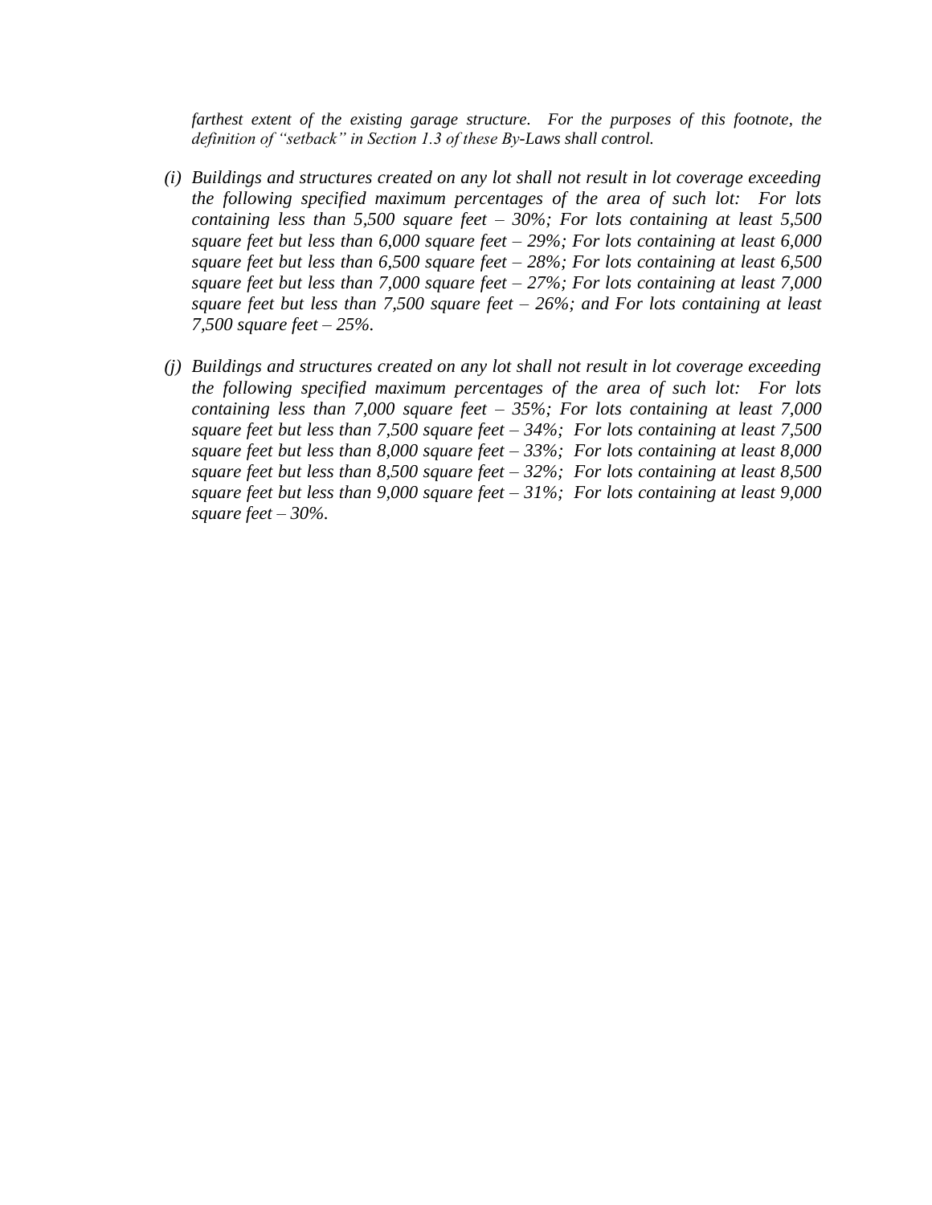*farthest extent of the existing garage structure. For the purposes of this footnote, the definition of "setback" in Section 1.3 of these By-Laws shall control.*

*(i) Buildings and structures created on any lot shall not result in lot coverage exceeding the following specified maximum percentages of the area of such lot: For lots containing less than 5,500 square feet – 30%; For lots containing at least 5,500 square feet but less than 6,000 square feet – 29%; For lots containing at least 6,000 square feet but less than 6,500 square feet – 28%; For lots containing at least 6,500 square feet but less than 7,000 square feet – 27%; For lots containing at least 7,000 square feet but less than 7,500 square feet – 26%; and For lots containing at least 7,500 square feet – 25%.*

*(j) Buildings and structures created on any lot shall not result in lot coverage exceeding the following specified maximum percentages of the area of such lot: For lots containing less than 7,000 square feet – 35%; For lots containing at least 7,000 square feet but less than 7,500 square feet – 34%; For lots containing at least 7,500 square feet but less than 8,000 square feet – 33%; For lots containing at least 8,000 square feet but less than 8,500 square feet – 32%; For lots containing at least 8,500 square feet but less than 9,000 square feet – 31%; For lots containing at least 9,000 square feet – 30%.*